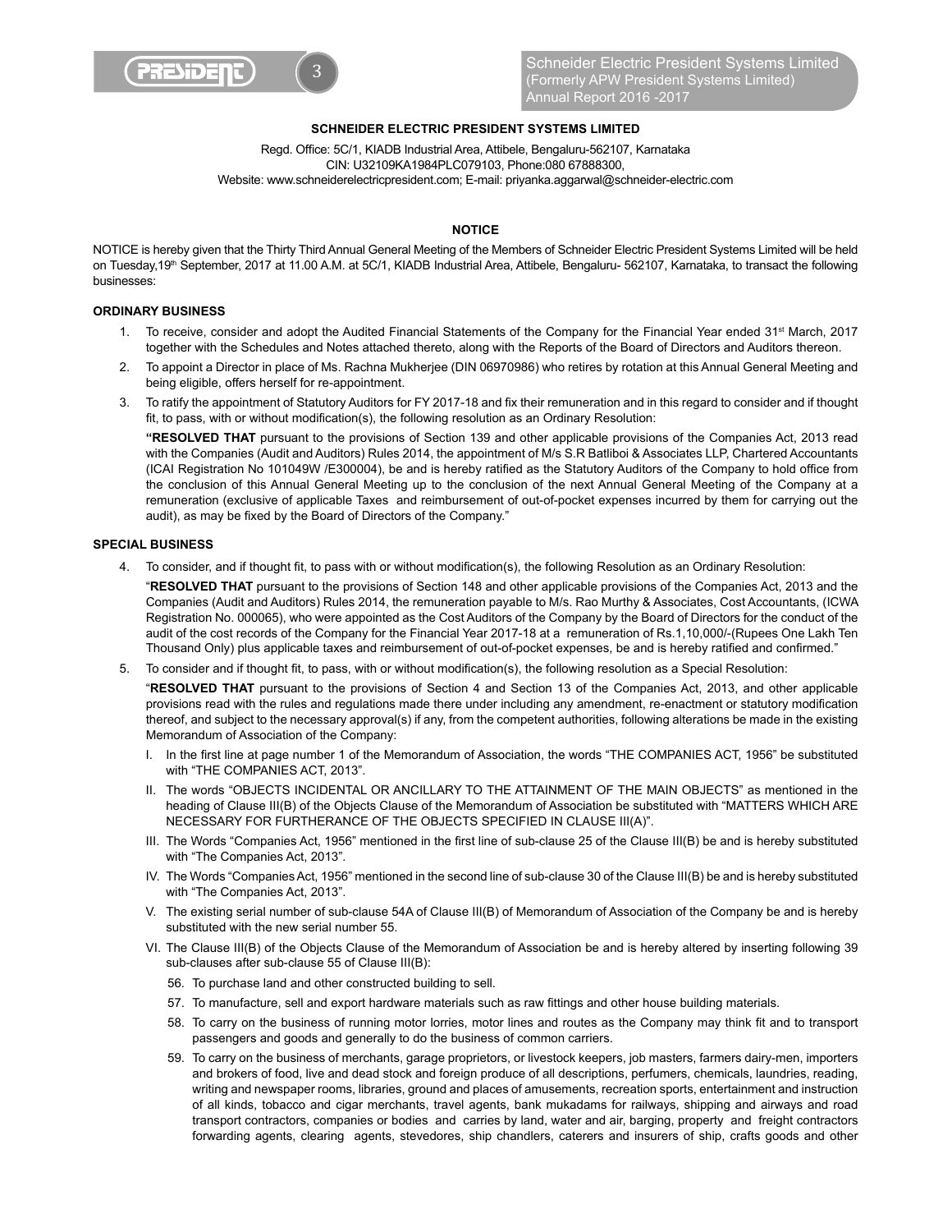**SCHNEIDER ELECTRIC PRESIDENT SYSTEMS LIMITED**

Regd. Office: 5C/1, KIADB Industrial Area, Attibele, Bengaluru-562107, Karnataka
CIN: U32109KA1984PLC079103, Phone:080 67888300,
Website: www.schneiderelectricpresident.com; E-mail: priyanka.aggarwal@schneider-electric.com

## NOTICE

NOTICE is hereby given that the Thirty Third Annual General Meeting of the Members of Schneider Electric President Systems Limited will be held on Tuesday,19th September, 2017 at 11.00 A.M. at 5C/1, KIADB Industrial Area, Attibele, Bengaluru- 562107, Karnataka, to transact the following businesses:

### ORDINARY BUSINESS

1. To receive, consider and adopt the Audited Financial Statements of the Company for the Financial Year ended 31st March, 2017 together with the Schedules and Notes attached thereto, along with the Reports of the Board of Directors and Auditors thereon.
2. To appoint a Director in place of Ms. Rachna Mukherjee (DIN 06970986) who retires by rotation at this Annual General Meeting and being eligible, offers herself for re-appointment.
3. To ratify the appointment of Statutory Auditors for FY 2017-18 and fix their remuneration and in this regard to consider and if thought fit, to pass, with or without modification(s), the following resolution as an Ordinary Resolution:

   **"RESOLVED THAT** pursuant to the provisions of Section 139 and other applicable provisions of the Companies Act, 2013 read with the Companies (Audit and Auditors) Rules 2014, the appointment of M/s S.R Batliboi & Associates LLP, Chartered Accountants (ICAI Registration No 101049W /E300004), be and is hereby ratified as the Statutory Auditors of the Company to hold office from the conclusion of this Annual General Meeting up to the conclusion of the next Annual General Meeting of the Company at a remuneration (exclusive of applicable Taxes and reimbursement of out-of-pocket expenses incurred by them for carrying out the audit), as may be fixed by the Board of Directors of the Company."

### SPECIAL BUSINESS

4. To consider, and if thought fit, to pass with or without modification(s), the following Resolution as an Ordinary Resolution:

   "**RESOLVED THAT** pursuant to the provisions of Section 148 and other applicable provisions of the Companies Act, 2013 and the Companies (Audit and Auditors) Rules 2014, the remuneration payable to M/s. Rao Murthy & Associates, Cost Accountants, (ICWA Registration No. 000065), who were appointed as the Cost Auditors of the Company by the Board of Directors for the conduct of the audit of the cost records of the Company for the Financial Year 2017-18 at a remuneration of Rs.1,10,000/-(Rupees One Lakh Ten Thousand Only) plus applicable taxes and reimbursement of out-of-pocket expenses, be and is hereby ratified and confirmed."

5. To consider and if thought fit, to pass, with or without modification(s), the following resolution as a Special Resolution:

   "**RESOLVED THAT** pursuant to the provisions of Section 4 and Section 13 of the Companies Act, 2013, and other applicable provisions read with the rules and regulations made there under including any amendment, re-enactment or statutory modification thereof, and subject to the necessary approval(s) if any, from the competent authorities, following alterations be made in the existing Memorandum of Association of the Company:

   I. In the first line at page number 1 of the Memorandum of Association, the words "THE COMPANIES ACT, 1956" be substituted with "THE COMPANIES ACT, 2013".

   II. The words "OBJECTS INCIDENTAL OR ANCILLARY TO THE ATTAINMENT OF THE MAIN OBJECTS" as mentioned in the heading of Clause III(B) of the Objects Clause of the Memorandum of Association be substituted with "MATTERS WHICH ARE NECESSARY FOR FURTHERANCE OF THE OBJECTS SPECIFIED IN CLAUSE III(A)".

   III. The Words "Companies Act, 1956" mentioned in the first line of sub-clause 25 of the Clause III(B) be and is hereby substituted with "The Companies Act, 2013".

   IV. The Words "Companies Act, 1956" mentioned in the second line of sub-clause 30 of the Clause III(B) be and is hereby substituted with "The Companies Act, 2013".

   V. The existing serial number of sub-clause 54A of Clause III(B) of Memorandum of Association of the Company be and is hereby substituted with the new serial number 55.

   VI. The Clause III(B) of the Objects Clause of the Memorandum of Association be and is hereby altered by inserting following 39 sub-clauses after sub-clause 55 of Clause III(B):

   56. To purchase land and other constructed building to sell.
   57. To manufacture, sell and export hardware materials such as raw fittings and other house building materials.
   58. To carry on the business of running motor lorries, motor lines and routes as the Company may think fit and to transport passengers and goods and generally to do the business of common carriers.
   59. To carry on the business of merchants, garage proprietors, or livestock keepers, job masters, farmers dairy-men, importers and brokers of food, live and dead stock and foreign produce of all descriptions, perfumers, chemicals, laundries, reading, writing and newspaper rooms, libraries, ground and places of amusements, recreation sports, entertainment and instruction of all kinds, tobacco and cigar merchants, travel agents, bank mukadams for railways, shipping and airways and road transport contractors, companies or bodies and carries by land, water and air, barging, property and freight contractors forwarding agents, clearing agents, stevedores, ship chandlers, caterers and insurers of ship, crafts goods and other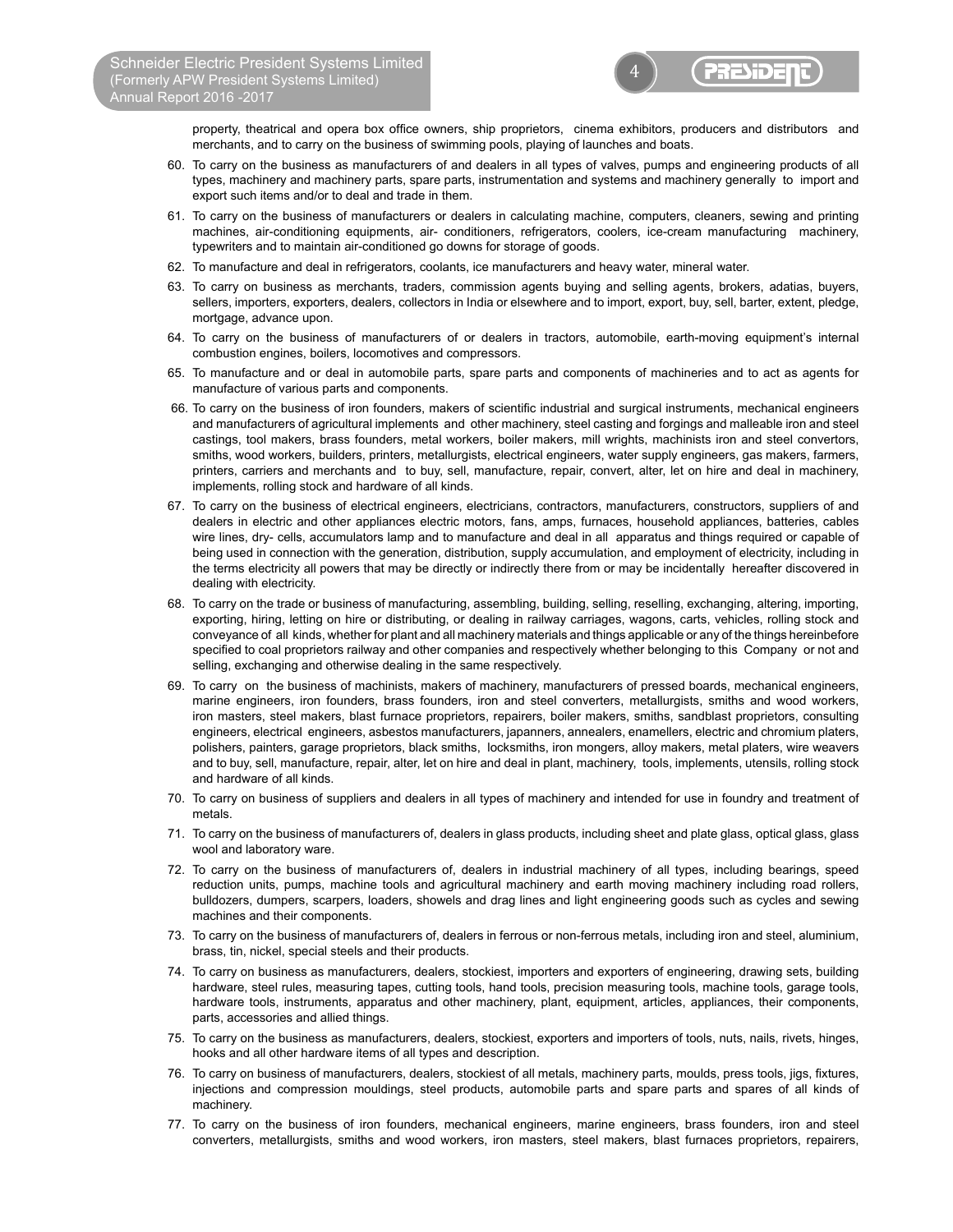property, theatrical and opera box office owners, ship proprietors, cinema exhibitors, producers and distributors and merchants, and to carry on the business of swimming pools, playing of launches and boats.

60. To carry on the business as manufacturers of and dealers in all types of valves, pumps and engineering products of all types, machinery and machinery parts, spare parts, instrumentation and systems and machinery generally to import and export such items and/or to deal and trade in them.

61. To carry on the business of manufacturers or dealers in calculating machine, computers, cleaners, sewing and printing machines, air-conditioning equipments, air- conditioners, refrigerators, coolers, ice-cream manufacturing machinery, typewriters and to maintain air-conditioned go downs for storage of goods.

62. To manufacture and deal in refrigerators, coolants, ice manufacturers and heavy water, mineral water.

63. To carry on business as merchants, traders, commission agents buying and selling agents, brokers, adatias, buyers, sellers, importers, exporters, dealers, collectors in India or elsewhere and to import, export, buy, sell, barter, extent, pledge, mortgage, advance upon.

64. To carry on the business of manufacturers of or dealers in tractors, automobile, earth-moving equipment's internal combustion engines, boilers, locomotives and compressors.

65. To manufacture and or deal in automobile parts, spare parts and components of machineries and to act as agents for manufacture of various parts and components.

66. To carry on the business of iron founders, makers of scientific industrial and surgical instruments, mechanical engineers and manufacturers of agricultural implements and other machinery, steel casting and forgings and malleable iron and steel castings, tool makers, brass founders, metal workers, boiler makers, mill wrights, machinists iron and steel convertors, smiths, wood workers, builders, printers, metallurgists, electrical engineers, water supply engineers, gas makers, farmers, printers, carriers and merchants and to buy, sell, manufacture, repair, convert, alter, let on hire and deal in machinery, implements, rolling stock and hardware of all kinds.

67. To carry on the business of electrical engineers, electricians, contractors, manufacturers, constructors, suppliers of and dealers in electric and other appliances electric motors, fans, amps, furnaces, household appliances, batteries, cables wire lines, dry- cells, accumulators lamp and to manufacture and deal in all apparatus and things required or capable of being used in connection with the generation, distribution, supply accumulation, and employment of electricity, including in the terms electricity all powers that may be directly or indirectly there from or may be incidentally hereafter discovered in dealing with electricity.

68. To carry on the trade or business of manufacturing, assembling, building, selling, reselling, exchanging, altering, importing, exporting, hiring, letting on hire or distributing, or dealing in railway carriages, wagons, carts, vehicles, rolling stock and conveyance of all kinds, whether for plant and all machinery materials and things applicable or any of the things hereinbefore specified to coal proprietors railway and other companies and respectively whether belonging to this Company or not and selling, exchanging and otherwise dealing in the same respectively.

69. To carry on the business of machinists, makers of machinery, manufacturers of pressed boards, mechanical engineers, marine engineers, iron founders, brass founders, iron and steel converters, metallurgists, smiths and wood workers, iron masters, steel makers, blast furnace proprietors, repairers, boiler makers, smiths, sandblast proprietors, consulting engineers, electrical engineers, asbestos manufacturers, japanners, annealers, enamellers, electric and chromium platers, polishers, painters, garage proprietors, black smiths, locksmiths, iron mongers, alloy makers, metal platers, wire weavers and to buy, sell, manufacture, repair, alter, let on hire and deal in plant, machinery, tools, implements, utensils, rolling stock and hardware of all kinds.

70. To carry on business of suppliers and dealers in all types of machinery and intended for use in foundry and treatment of metals.

71. To carry on the business of manufacturers of, dealers in glass products, including sheet and plate glass, optical glass, glass wool and laboratory ware.

72. To carry on the business of manufacturers of, dealers in industrial machinery of all types, including bearings, speed reduction units, pumps, machine tools and agricultural machinery and earth moving machinery including road rollers, bulldozers, dumpers, scarpers, loaders, showels and drag lines and light engineering goods such as cycles and sewing machines and their components.

73. To carry on the business of manufacturers of, dealers in ferrous or non-ferrous metals, including iron and steel, aluminium, brass, tin, nickel, special steels and their products.

74. To carry on business as manufacturers, dealers, stockiest, importers and exporters of engineering, drawing sets, building hardware, steel rules, measuring tapes, cutting tools, hand tools, precision measuring tools, machine tools, garage tools, hardware tools, instruments, apparatus and other machinery, plant, equipment, articles, appliances, their components, parts, accessories and allied things.

75. To carry on the business as manufacturers, dealers, stockiest, exporters and importers of tools, nuts, nails, rivets, hinges, hooks and all other hardware items of all types and description.

76. To carry on business of manufacturers, dealers, stockiest of all metals, machinery parts, moulds, press tools, jigs, fixtures, injections and compression mouldings, steel products, automobile parts and spare parts and spares of all kinds of machinery.

77. To carry on the business of iron founders, mechanical engineers, marine engineers, brass founders, iron and steel converters, metallurgists, smiths and wood workers, iron masters, steel makers, blast furnaces proprietors, repairers,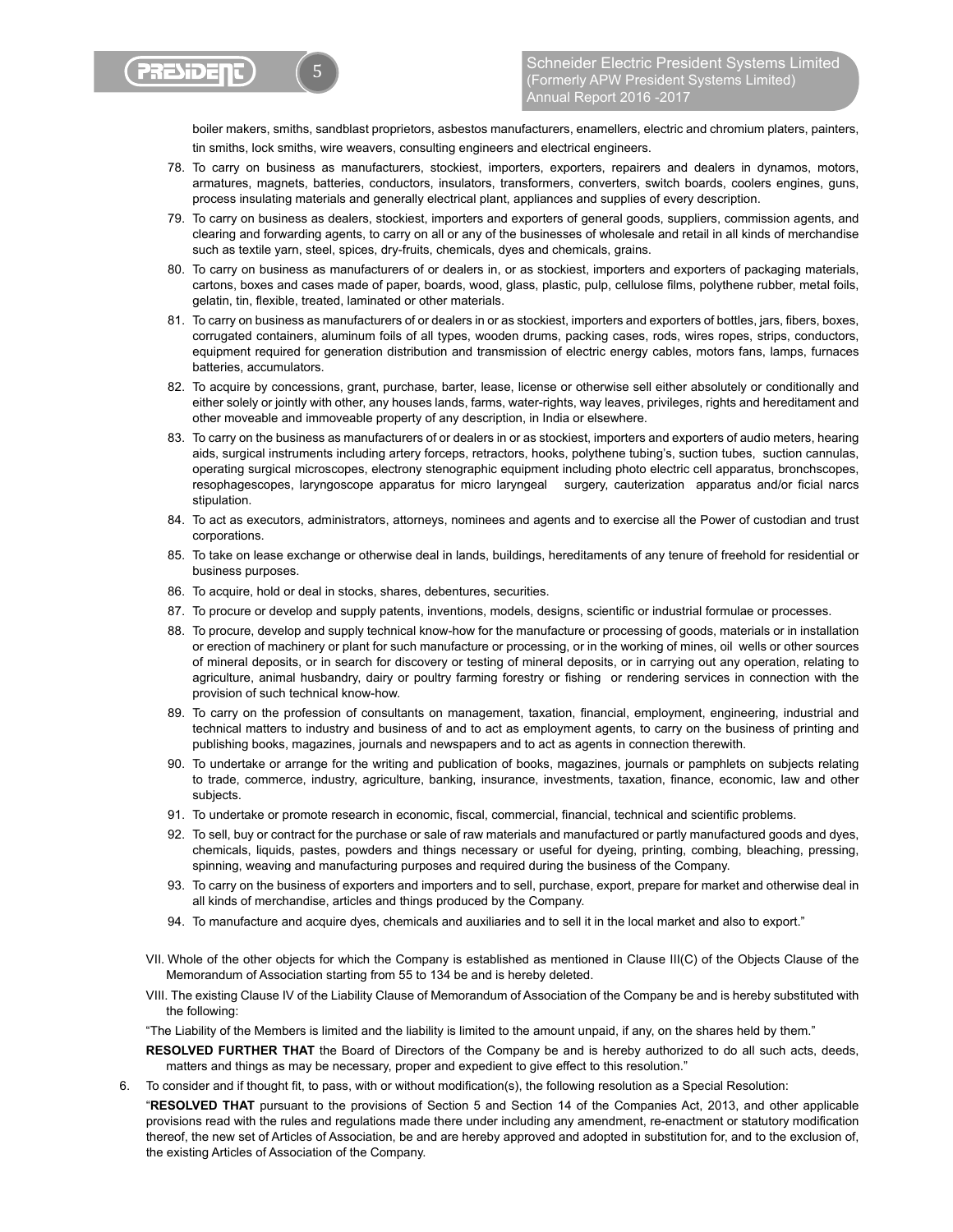boiler makers, smiths, sandblast proprietors, asbestos manufacturers, enamellers, electric and chromium platers, painters, tin smiths, lock smiths, wire weavers, consulting engineers and electrical engineers.

78. To carry on business as manufacturers, stockiest, importers, exporters, repairers and dealers in dynamos, motors, armatures, magnets, batteries, conductors, insulators, transformers, converters, switch boards, coolers engines, guns, process insulating materials and generally electrical plant, appliances and supplies of every description.
79. To carry on business as dealers, stockiest, importers and exporters of general goods, suppliers, commission agents, and clearing and forwarding agents, to carry on all or any of the businesses of wholesale and retail in all kinds of merchandise such as textile yarn, steel, spices, dry-fruits, chemicals, dyes and chemicals, grains.
80. To carry on business as manufacturers of or dealers in, or as stockiest, importers and exporters of packaging materials, cartons, boxes and cases made of paper, boards, wood, glass, plastic, pulp, cellulose films, polythene rubber, metal foils, gelatin, tin, flexible, treated, laminated or other materials.
81. To carry on business as manufacturers of or dealers in or as stockiest, importers and exporters of bottles, jars, fibers, boxes, corrugated containers, aluminum foils of all types, wooden drums, packing cases, rods, wires ropes, strips, conductors, equipment required for generation distribution and transmission of electric energy cables, motors fans, lamps, furnaces batteries, accumulators.
82. To acquire by concessions, grant, purchase, barter, lease, license or otherwise sell either absolutely or conditionally and either solely or jointly with other, any houses lands, farms, water-rights, way leaves, privileges, rights and hereditament and other moveable and immoveable property of any description, in India or elsewhere.
83. To carry on the business as manufacturers of or dealers in or as stockiest, importers and exporters of audio meters, hearing aids, surgical instruments including artery forceps, retractors, hooks, polythene tubing's, suction tubes, suction cannulas, operating surgical microscopes, electrony stenographic equipment including photo electric cell apparatus, bronchscopes, resophagescopes, laryngoscope apparatus for micro laryngeal surgery, cauterization apparatus and/or ficial narcs stipulation.
84. To act as executors, administrators, attorneys, nominees and agents and to exercise all the Power of custodian and trust corporations.
85. To take on lease exchange or otherwise deal in lands, buildings, hereditaments of any tenure of freehold for residential or business purposes.
86. To acquire, hold or deal in stocks, shares, debentures, securities.
87. To procure or develop and supply patents, inventions, models, designs, scientific or industrial formulae or processes.
88. To procure, develop and supply technical know-how for the manufacture or processing of goods, materials or in installation or erection of machinery or plant for such manufacture or processing, or in the working of mines, oil wells or other sources of mineral deposits, or in search for discovery or testing of mineral deposits, or in carrying out any operation, relating to agriculture, animal husbandry, dairy or poultry farming forestry or fishing or rendering services in connection with the provision of such technical know-how.
89. To carry on the profession of consultants on management, taxation, financial, employment, engineering, industrial and technical matters to industry and business of and to act as employment agents, to carry on the business of printing and publishing books, magazines, journals and newspapers and to act as agents in connection therewith.
90. To undertake or arrange for the writing and publication of books, magazines, journals or pamphlets on subjects relating to trade, commerce, industry, agriculture, banking, insurance, investments, taxation, finance, economic, law and other subjects.
91. To undertake or promote research in economic, fiscal, commercial, financial, technical and scientific problems.
92. To sell, buy or contract for the purchase or sale of raw materials and manufactured or partly manufactured goods and dyes, chemicals, liquids, pastes, powders and things necessary or useful for dyeing, printing, combing, bleaching, pressing, spinning, weaving and manufacturing purposes and required during the business of the Company.
93. To carry on the business of exporters and importers and to sell, purchase, export, prepare for market and otherwise deal in all kinds of merchandise, articles and things produced by the Company.
94. To manufacture and acquire dyes, chemicals and auxiliaries and to sell it in the local market and also to export."

VII. Whole of the other objects for which the Company is established as mentioned in Clause III(C) of the Objects Clause of the Memorandum of Association starting from 55 to 134 be and is hereby deleted.

VIII. The existing Clause IV of the Liability Clause of Memorandum of Association of the Company be and is hereby substituted with the following:

"The Liability of the Members is limited and the liability is limited to the amount unpaid, if any, on the shares held by them."

**RESOLVED FURTHER THAT** the Board of Directors of the Company be and is hereby authorized to do all such acts, deeds, matters and things as may be necessary, proper and expedient to give effect to this resolution."

6. To consider and if thought fit, to pass, with or without modification(s), the following resolution as a Special Resolution:

"**RESOLVED THAT** pursuant to the provisions of Section 5 and Section 14 of the Companies Act, 2013, and other applicable provisions read with the rules and regulations made there under including any amendment, re-enactment or statutory modification thereof, the new set of Articles of Association, be and are hereby approved and adopted in substitution for, and to the exclusion of, the existing Articles of Association of the Company.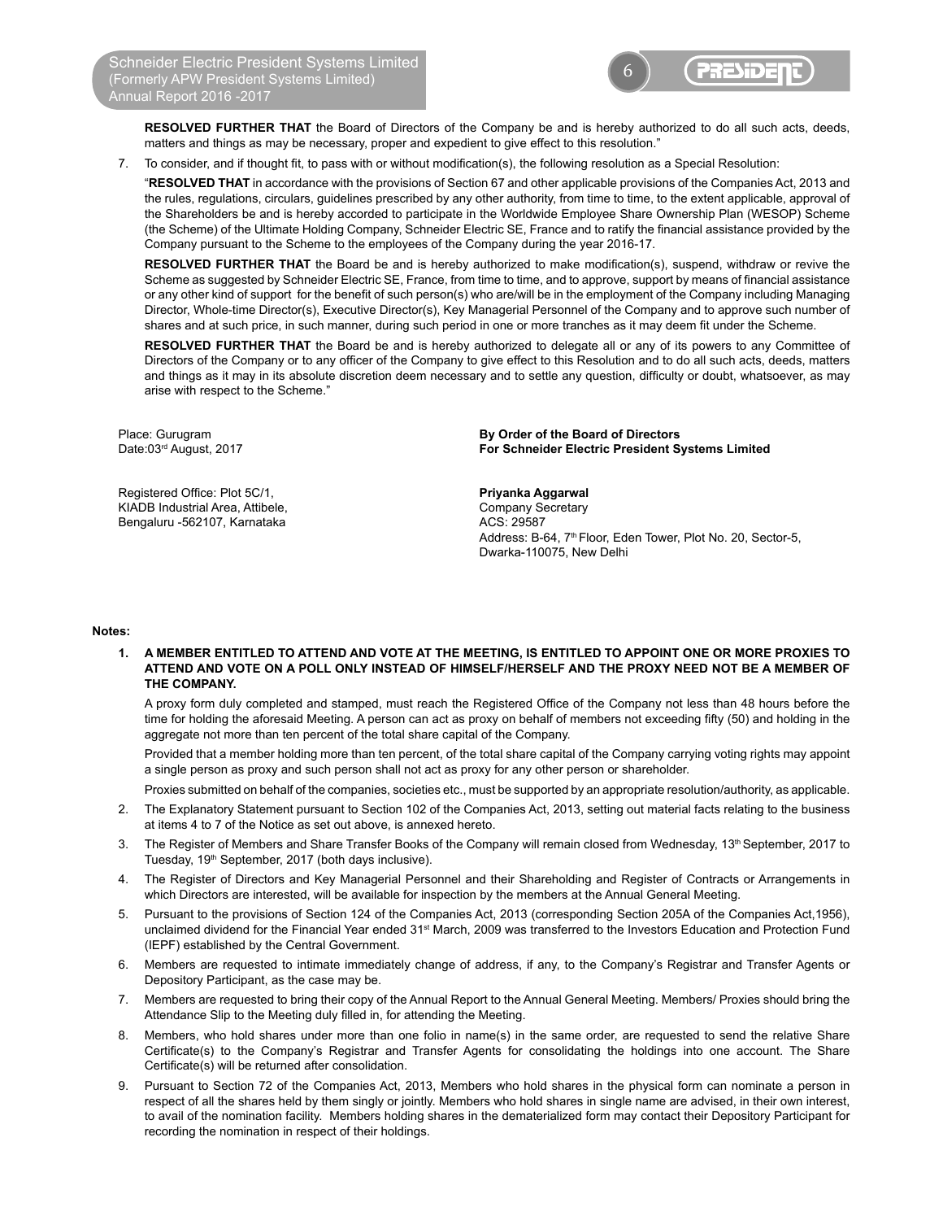**RESOLVED FURTHER THAT** the Board of Directors of the Company be and is hereby authorized to do all such acts, deeds, matters and things as may be necessary, proper and expedient to give effect to this resolution."

7. To consider, and if thought fit, to pass with or without modification(s), the following resolution as a Special Resolution:

   "**RESOLVED THAT** in accordance with the provisions of Section 67 and other applicable provisions of the Companies Act, 2013 and the rules, regulations, circulars, guidelines prescribed by any other authority, from time to time, to the extent applicable, approval of the Shareholders be and is hereby accorded to participate in the Worldwide Employee Share Ownership Plan (WESOP) Scheme (the Scheme) of the Ultimate Holding Company, Schneider Electric SE, France and to ratify the financial assistance provided by the Company pursuant to the Scheme to the employees of the Company during the year 2016-17.

   **RESOLVED FURTHER THAT** the Board be and is hereby authorized to make modification(s), suspend, withdraw or revive the Scheme as suggested by Schneider Electric SE, France, from time to time, and to approve, support by means of financial assistance or any other kind of support for the benefit of such person(s) who are/will be in the employment of the Company including Managing Director, Whole-time Director(s), Executive Director(s), Key Managerial Personnel of the Company and to approve such number of shares and at such price, in such manner, during such period in one or more tranches as it may deem fit under the Scheme.

   **RESOLVED FURTHER THAT** the Board be and is hereby authorized to delegate all or any of its powers to any Committee of Directors of the Company or to any officer of the Company to give effect to this Resolution and to do all such acts, deeds, matters and things as it may in its absolute discretion deem necessary and to settle any question, difficulty or doubt, whatsoever, as may arise with respect to the Scheme."

Place: Gurugram
Date: 03rd August, 2017

**By Order of the Board of Directors**
**For Schneider Electric President Systems Limited**

Registered Office: Plot 5C/1,
KIADB Industrial Area, Attibele,
Bengaluru -562107, Karnataka

**Priyanka Aggarwal**
Company Secretary
ACS: 29587
Address: B-64, 7th Floor, Eden Tower, Plot No. 20, Sector-5,
Dwarka-110075, New Delhi

**Notes:**

1. **A MEMBER ENTITLED TO ATTEND AND VOTE AT THE MEETING, IS ENTITLED TO APPOINT ONE OR MORE PROXIES TO ATTEND AND VOTE ON A POLL ONLY INSTEAD OF HIMSELF/HERSELF AND THE PROXY NEED NOT BE A MEMBER OF THE COMPANY.**

   A proxy form duly completed and stamped, must reach the Registered Office of the Company not less than 48 hours before the time for holding the aforesaid Meeting. A person can act as proxy on behalf of members not exceeding fifty (50) and holding in the aggregate not more than ten percent of the total share capital of the Company.

   Provided that a member holding more than ten percent, of the total share capital of the Company carrying voting rights may appoint a single person as proxy and such person shall not act as proxy for any other person or shareholder.

   Proxies submitted on behalf of the companies, societies etc., must be supported by an appropriate resolution/authority, as applicable.

2. The Explanatory Statement pursuant to Section 102 of the Companies Act, 2013, setting out material facts relating to the business at items 4 to 7 of the Notice as set out above, is annexed hereto.

3. The Register of Members and Share Transfer Books of the Company will remain closed from Wednesday, 13th September, 2017 to Tuesday, 19th September, 2017 (both days inclusive).

4. The Register of Directors and Key Managerial Personnel and their Shareholding and Register of Contracts or Arrangements in which Directors are interested, will be available for inspection by the members at the Annual General Meeting.

5. Pursuant to the provisions of Section 124 of the Companies Act, 2013 (corresponding Section 205A of the Companies Act,1956), unclaimed dividend for the Financial Year ended 31st March, 2009 was transferred to the Investors Education and Protection Fund (IEPF) established by the Central Government.

6. Members are requested to intimate immediately change of address, if any, to the Company's Registrar and Transfer Agents or Depository Participant, as the case may be.

7. Members are requested to bring their copy of the Annual Report to the Annual General Meeting. Members/ Proxies should bring the Attendance Slip to the Meeting duly filled in, for attending the Meeting.

8. Members, who hold shares under more than one folio in name(s) in the same order, are requested to send the relative Share Certificate(s) to the Company's Registrar and Transfer Agents for consolidating the holdings into one account. The Share Certificate(s) will be returned after consolidation.

9. Pursuant to Section 72 of the Companies Act, 2013, Members who hold shares in the physical form can nominate a person in respect of all the shares held by them singly or jointly. Members who hold shares in single name are advised, in their own interest, to avail of the nomination facility. Members holding shares in the dematerialized form may contact their Depository Participant for recording the nomination in respect of their holdings.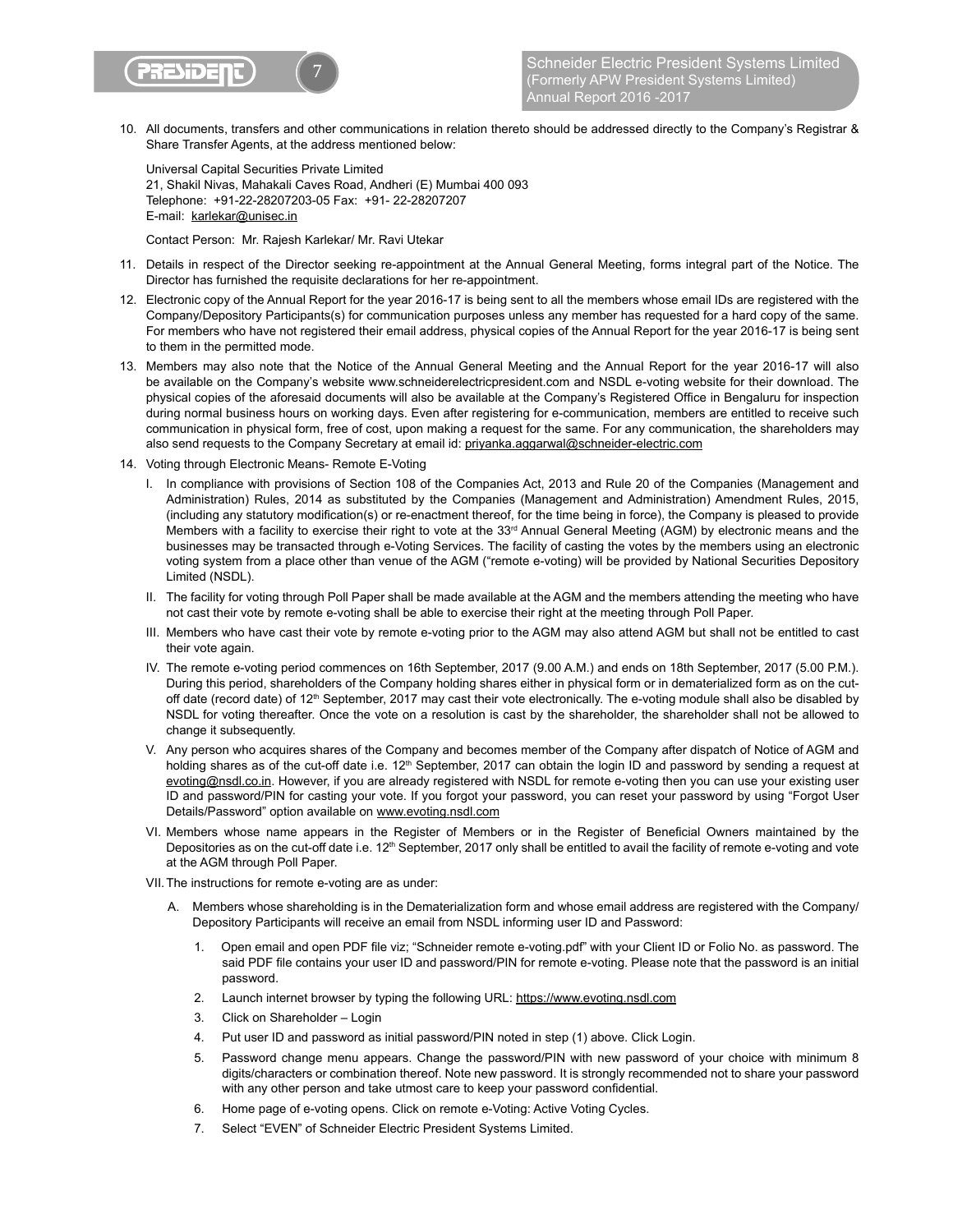10. All documents, transfers and other communications in relation thereto should be addressed directly to the Company's Registrar & Share Transfer Agents, at the address mentioned below:

    Universal Capital Securities Private Limited
    21, Shakil Nivas, Mahakali Caves Road, Andheri (E) Mumbai 400 093
    Telephone: +91-22-28207203-05 Fax: +91- 22-28207207
    E-mail: karlekar@unisec.in

    Contact Person: Mr. Rajesh Karlekar/ Mr. Ravi Utekar

11. Details in respect of the Director seeking re-appointment at the Annual General Meeting, forms integral part of the Notice. The Director has furnished the requisite declarations for her re-appointment.

12. Electronic copy of the Annual Report for the year 2016-17 is being sent to all the members whose email IDs are registered with the Company/Depository Participants(s) for communication purposes unless any member has requested for a hard copy of the same. For members who have not registered their email address, physical copies of the Annual Report for the year 2016-17 is being sent to them in the permitted mode.

13. Members may also note that the Notice of the Annual General Meeting and the Annual Report for the year 2016-17 will also be available on the Company's website www.schneiderelectricpresident.com and NSDL e-voting website for their download. The physical copies of the aforesaid documents will also be available at the Company's Registered Office in Bengaluru for inspection during normal business hours on working days. Even after registering for e-communication, members are entitled to receive such communication in physical form, free of cost, upon making a request for the same. For any communication, the shareholders may also send requests to the Company Secretary at email id: priyanka.aggarwal@schneider-electric.com

14. Voting through Electronic Means- Remote E-Voting

    I. In compliance with provisions of Section 108 of the Companies Act, 2013 and Rule 20 of the Companies (Management and Administration) Rules, 2014 as substituted by the Companies (Management and Administration) Amendment Rules, 2015, (including any statutory modification(s) or re-enactment thereof, for the time being in force), the Company is pleased to provide Members with a facility to exercise their right to vote at the 33rd Annual General Meeting (AGM) by electronic means and the businesses may be transacted through e-Voting Services. The facility of casting the votes by the members using an electronic voting system from a place other than venue of the AGM ("remote e-voting) will be provided by National Securities Depository Limited (NSDL).

    II. The facility for voting through Poll Paper shall be made available at the AGM and the members attending the meeting who have not cast their vote by remote e-voting shall be able to exercise their right at the meeting through Poll Paper.

    III. Members who have cast their vote by remote e-voting prior to the AGM may also attend AGM but shall not be entitled to cast their vote again.

    IV. The remote e-voting period commences on 16th September, 2017 (9.00 A.M.) and ends on 18th September, 2017 (5.00 P.M.). During this period, shareholders of the Company holding shares either in physical form or in dematerialized form as on the cut-off date (record date) of 12th September, 2017 may cast their vote electronically. The e-voting module shall also be disabled by NSDL for voting thereafter. Once the vote on a resolution is cast by the shareholder, the shareholder shall not be allowed to change it subsequently.

    V. Any person who acquires shares of the Company and becomes member of the Company after dispatch of Notice of AGM and holding shares as of the cut-off date i.e. 12th September, 2017 can obtain the login ID and password by sending a request at evoting@nsdl.co.in. However, if you are already registered with NSDL for remote e-voting then you can use your existing user ID and password/PIN for casting your vote. If you forgot your password, you can reset your password by using "Forgot User Details/Password" option available on www.evoting.nsdl.com

    VI. Members whose name appears in the Register of Members or in the Register of Beneficial Owners maintained by the Depositories as on the cut-off date i.e. 12th September, 2017 only shall be entitled to avail the facility of remote e-voting and vote at the AGM through Poll Paper.

    VII. The instructions for remote e-voting are as under:

    A. Members whose shareholding is in the Dematerialization form and whose email address are registered with the Company/ Depository Participants will receive an email from NSDL informing user ID and Password:

    1. Open email and open PDF file viz; "Schneider remote e-voting.pdf" with your Client ID or Folio No. as password. The said PDF file contains your user ID and password/PIN for remote e-voting. Please note that the password is an initial password.
    2. Launch internet browser by typing the following URL: https://www.evoting.nsdl.com
    3. Click on Shareholder – Login
    4. Put user ID and password as initial password/PIN noted in step (1) above. Click Login.
    5. Password change menu appears. Change the password/PIN with new password of your choice with minimum 8 digits/characters or combination thereof. Note new password. It is strongly recommended not to share your password with any other person and take utmost care to keep your password confidential.
    6. Home page of e-voting opens. Click on remote e-Voting: Active Voting Cycles.
    7. Select "EVEN" of Schneider Electric President Systems Limited.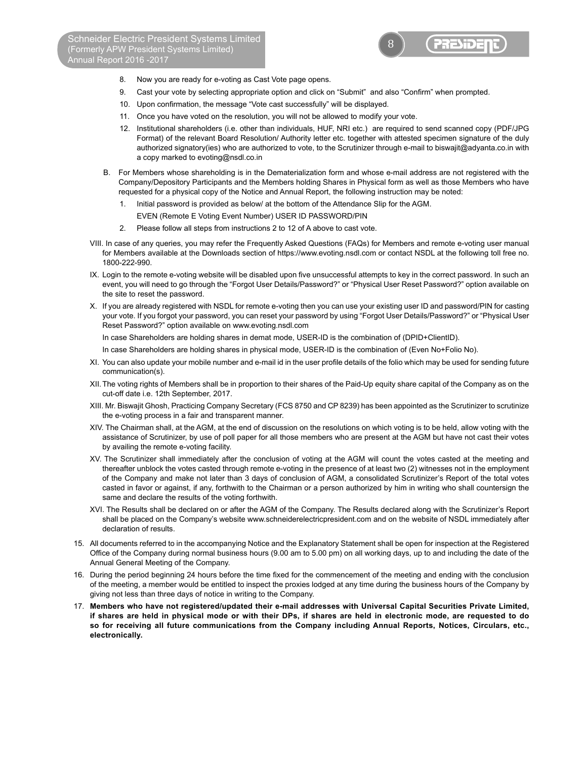8. Now you are ready for e-voting as Cast Vote page opens.
9. Cast your vote by selecting appropriate option and click on "Submit" and also "Confirm" when prompted.
10. Upon confirmation, the message "Vote cast successfully" will be displayed.
11. Once you have voted on the resolution, you will not be allowed to modify your vote.
12. Institutional shareholders (i.e. other than individuals, HUF, NRI etc.) are required to send scanned copy (PDF/JPG Format) of the relevant Board Resolution/ Authority letter etc. together with attested specimen signature of the duly authorized signatory(ies) who are authorized to vote, to the Scrutinizer through e-mail to biswajit@adyanta.co.in with a copy marked to evoting@nsdl.co.in

B. For Members whose shareholding is in the Dematerialization form and whose e-mail address are not registered with the Company/Depository Participants and the Members holding Shares in Physical form as well as those Members who have requested for a physical copy of the Notice and Annual Report, the following instruction may be noted:

1. Initial password is provided as below/ at the bottom of the Attendance Slip for the AGM.

   EVEN (Remote E Voting Event Number) USER ID PASSWORD/PIN
2. Please follow all steps from instructions 2 to 12 of A above to cast vote.

VIII. In case of any queries, you may refer the Frequently Asked Questions (FAQs) for Members and remote e-voting user manual for Members available at the Downloads section of https://www.evoting.nsdl.com or contact NSDL at the following toll free no. 1800-222-990.

IX. Login to the remote e-voting website will be disabled upon five unsuccessful attempts to key in the correct password. In such an event, you will need to go through the "Forgot User Details/Password?" or "Physical User Reset Password?" option available on the site to reset the password.

X. If you are already registered with NSDL for remote e-voting then you can use your existing user ID and password/PIN for casting your vote. If you forgot your password, you can reset your password by using "Forgot User Details/Password?" or "Physical User Reset Password?" option available on www.evoting.nsdl.com

In case Shareholders are holding shares in demat mode, USER-ID is the combination of (DPID+ClientID).

In case Shareholders are holding shares in physical mode, USER-ID is the combination of (Even No+Folio No).

XI. You can also update your mobile number and e-mail id in the user profile details of the folio which may be used for sending future communication(s).

XII. The voting rights of Members shall be in proportion to their shares of the Paid-Up equity share capital of the Company as on the cut-off date i.e. 12th September, 2017.

XIII. Mr. Biswajit Ghosh, Practicing Company Secretary (FCS 8750 and CP 8239) has been appointed as the Scrutinizer to scrutinize the e-voting process in a fair and transparent manner.

XIV. The Chairman shall, at the AGM, at the end of discussion on the resolutions on which voting is to be held, allow voting with the assistance of Scrutinizer, by use of poll paper for all those members who are present at the AGM but have not cast their votes by availing the remote e-voting facility.

XV. The Scrutinizer shall immediately after the conclusion of voting at the AGM will count the votes casted at the meeting and thereafter unblock the votes casted through remote e-voting in the presence of at least two (2) witnesses not in the employment of the Company and make not later than 3 days of conclusion of AGM, a consolidated Scrutinizer's Report of the total votes casted in favor or against, if any, forthwith to the Chairman or a person authorized by him in writing who shall countersign the same and declare the results of the voting forthwith.

XVI. The Results shall be declared on or after the AGM of the Company. The Results declared along with the Scrutinizer's Report shall be placed on the Company's website www.schneiderelectricpresident.com and on the website of NSDL immediately after declaration of results.

15. All documents referred to in the accompanying Notice and the Explanatory Statement shall be open for inspection at the Registered Office of the Company during normal business hours (9.00 am to 5.00 pm) on all working days, up to and including the date of the Annual General Meeting of the Company.
16. During the period beginning 24 hours before the time fixed for the commencement of the meeting and ending with the conclusion of the meeting, a member would be entitled to inspect the proxies lodged at any time during the business hours of the Company by giving not less than three days of notice in writing to the Company.
17. **Members who have not registered/updated their e-mail addresses with Universal Capital Securities Private Limited, if shares are held in physical mode or with their DPs, if shares are held in electronic mode, are requested to do so for receiving all future communications from the Company including Annual Reports, Notices, Circulars, etc., electronically.**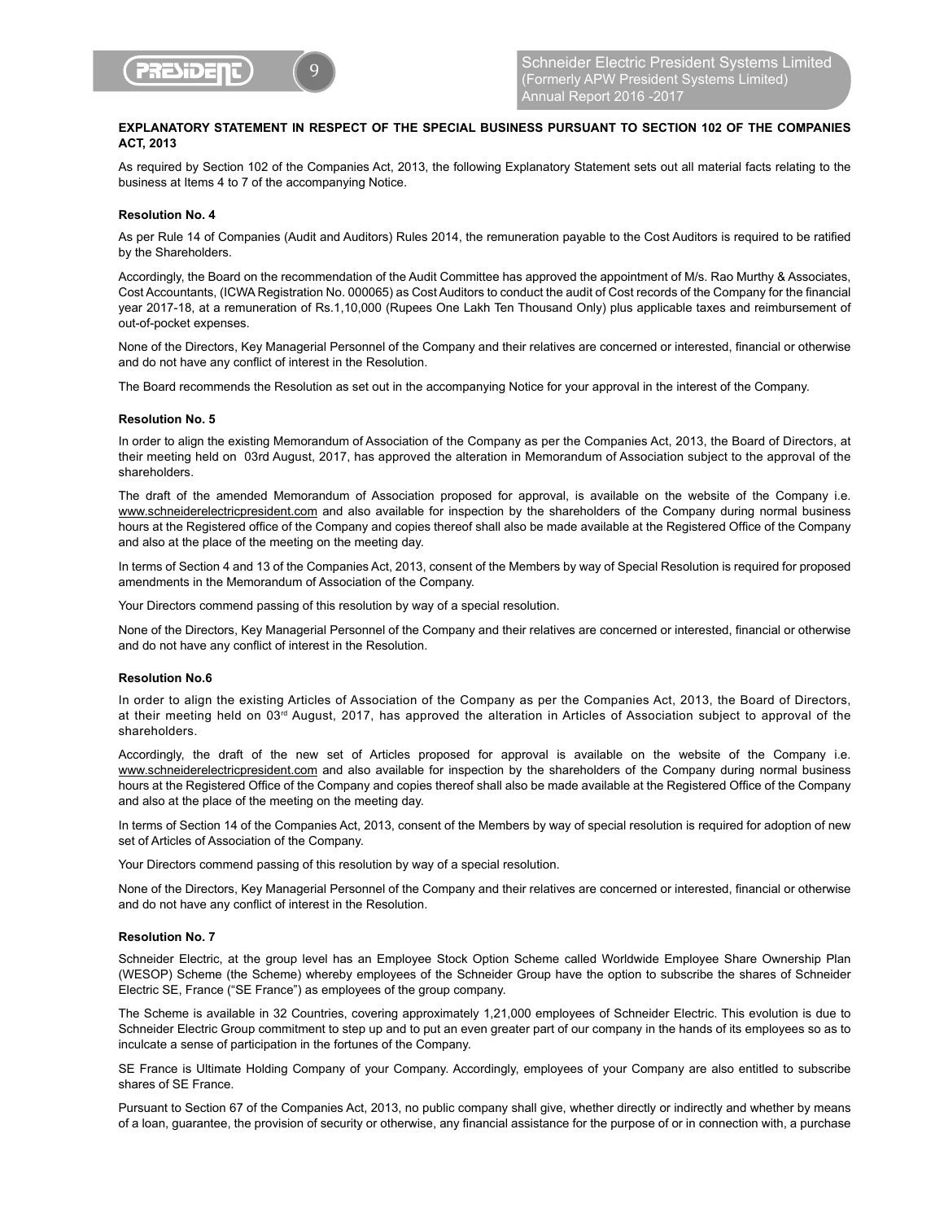**EXPLANATORY STATEMENT IN RESPECT OF THE SPECIAL BUSINESS PURSUANT TO SECTION 102 OF THE COMPANIES ACT, 2013**

As required by Section 102 of the Companies Act, 2013, the following Explanatory Statement sets out all material facts relating to the business at Items 4 to 7 of the accompanying Notice.

**Resolution No. 4**

As per Rule 14 of Companies (Audit and Auditors) Rules 2014, the remuneration payable to the Cost Auditors is required to be ratified by the Shareholders.

Accordingly, the Board on the recommendation of the Audit Committee has approved the appointment of M/s. Rao Murthy & Associates, Cost Accountants, (ICWA Registration No. 000065) as Cost Auditors to conduct the audit of Cost records of the Company for the financial year 2017-18, at a remuneration of Rs.1,10,000 (Rupees One Lakh Ten Thousand Only) plus applicable taxes and reimbursement of out-of-pocket expenses.

None of the Directors, Key Managerial Personnel of the Company and their relatives are concerned or interested, financial or otherwise and do not have any conflict of interest in the Resolution.

The Board recommends the Resolution as set out in the accompanying Notice for your approval in the interest of the Company.

**Resolution No. 5**

In order to align the existing Memorandum of Association of the Company as per the Companies Act, 2013, the Board of Directors, at their meeting held on 03rd August, 2017, has approved the alteration in Memorandum of Association subject to the approval of the shareholders.

The draft of the amended Memorandum of Association proposed for approval, is available on the website of the Company i.e. www.schneiderelectricpresident.com and also available for inspection by the shareholders of the Company during normal business hours at the Registered office of the Company and copies thereof shall also be made available at the Registered Office of the Company and also at the place of the meeting on the meeting day.

In terms of Section 4 and 13 of the Companies Act, 2013, consent of the Members by way of Special Resolution is required for proposed amendments in the Memorandum of Association of the Company.

Your Directors commend passing of this resolution by way of a special resolution.

None of the Directors, Key Managerial Personnel of the Company and their relatives are concerned or interested, financial or otherwise and do not have any conflict of interest in the Resolution.

**Resolution No.6**

In order to align the existing Articles of Association of the Company as per the Companies Act, 2013, the Board of Directors, at their meeting held on 03rd August, 2017, has approved the alteration in Articles of Association subject to approval of the shareholders.

Accordingly, the draft of the new set of Articles proposed for approval is available on the website of the Company i.e. www.schneiderelectricpresident.com and also available for inspection by the shareholders of the Company during normal business hours at the Registered Office of the Company and copies thereof shall also be made available at the Registered Office of the Company and also at the place of the meeting on the meeting day.

In terms of Section 14 of the Companies Act, 2013, consent of the Members by way of special resolution is required for adoption of new set of Articles of Association of the Company.

Your Directors commend passing of this resolution by way of a special resolution.

None of the Directors, Key Managerial Personnel of the Company and their relatives are concerned or interested, financial or otherwise and do not have any conflict of interest in the Resolution.

**Resolution No. 7**

Schneider Electric, at the group level has an Employee Stock Option Scheme called Worldwide Employee Share Ownership Plan (WESOP) Scheme (the Scheme) whereby employees of the Schneider Group have the option to subscribe the shares of Schneider Electric SE, France ("SE France") as employees of the group company.

The Scheme is available in 32 Countries, covering approximately 1,21,000 employees of Schneider Electric. This evolution is due to Schneider Electric Group commitment to step up and to put an even greater part of our company in the hands of its employees so as to inculcate a sense of participation in the fortunes of the Company.

SE France is Ultimate Holding Company of your Company. Accordingly, employees of your Company are also entitled to subscribe shares of SE France.

Pursuant to Section 67 of the Companies Act, 2013, no public company shall give, whether directly or indirectly and whether by means of a loan, guarantee, the provision of security or otherwise, any financial assistance for the purpose of or in connection with, a purchase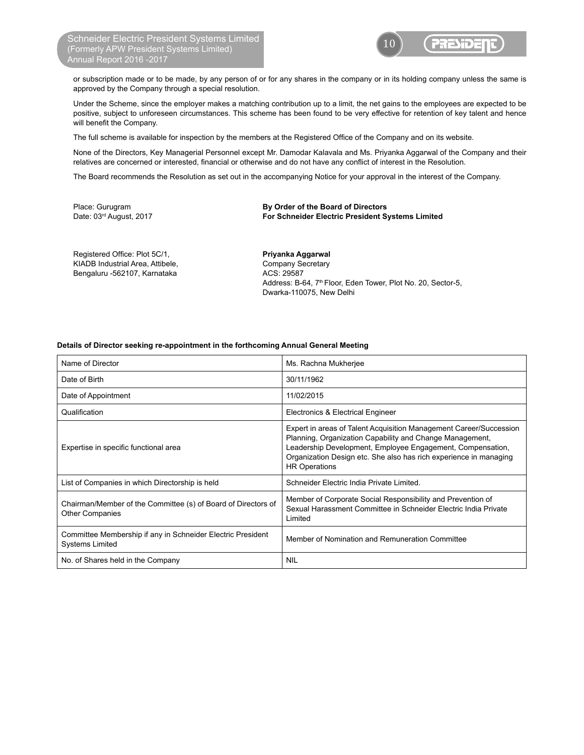or subscription made or to be made, by any person of or for any shares in the company or in its holding company unless the same is approved by the Company through a special resolution.

Under the Scheme, since the employer makes a matching contribution up to a limit, the net gains to the employees are expected to be positive, subject to unforeseen circumstances. This scheme has been found to be very effective for retention of key talent and hence will benefit the Company.

The full scheme is available for inspection by the members at the Registered Office of the Company and on its website.

None of the Directors, Key Managerial Personnel except Mr. Damodar Kalavala and Ms. Priyanka Aggarwal of the Company and their relatives are concerned or interested, financial or otherwise and do not have any conflict of interest in the Resolution.

The Board recommends the Resolution as set out in the accompanying Notice for your approval in the interest of the Company.

Place: Gurugram
Date: 03rd August, 2017

**By Order of the Board of Directors**
**For Schneider Electric President Systems Limited**

Registered Office: Plot 5C/1,
KIADB Industrial Area, Attibele,
Bengaluru -562107, Karnataka

**Priyanka Aggarwal**
Company Secretary
ACS: 29587
Address: B-64, 7th Floor, Eden Tower, Plot No. 20, Sector-5,
Dwarka-110075, New Delhi

**Details of Director seeking re-appointment in the forthcoming Annual General Meeting**

| Name of Director | Ms. Rachna Mukherjee |
|---|---|
| Date of Birth | 30/11/1962 |
| Date of Appointment | 11/02/2015 |
| Qualification | Electronics & Electrical Engineer |
| Expertise in specific functional area | Expert in areas of Talent Acquisition Management Career/Succession Planning, Organization Capability and Change Management, Leadership Development, Employee Engagement, Compensation, Organization Design etc. She also has rich experience in managing HR Operations |
| List of Companies in which Directorship is held | Schneider Electric India Private Limited. |
| Chairman/Member of the Committee (s) of Board of Directors of Other Companies | Member of Corporate Social Responsibility and Prevention of Sexual Harassment Committee in Schneider Electric India Private Limited |
| Committee Membership if any in Schneider Electric President Systems Limited | Member of Nomination and Remuneration Committee |
| No. of Shares held in the Company | NIL |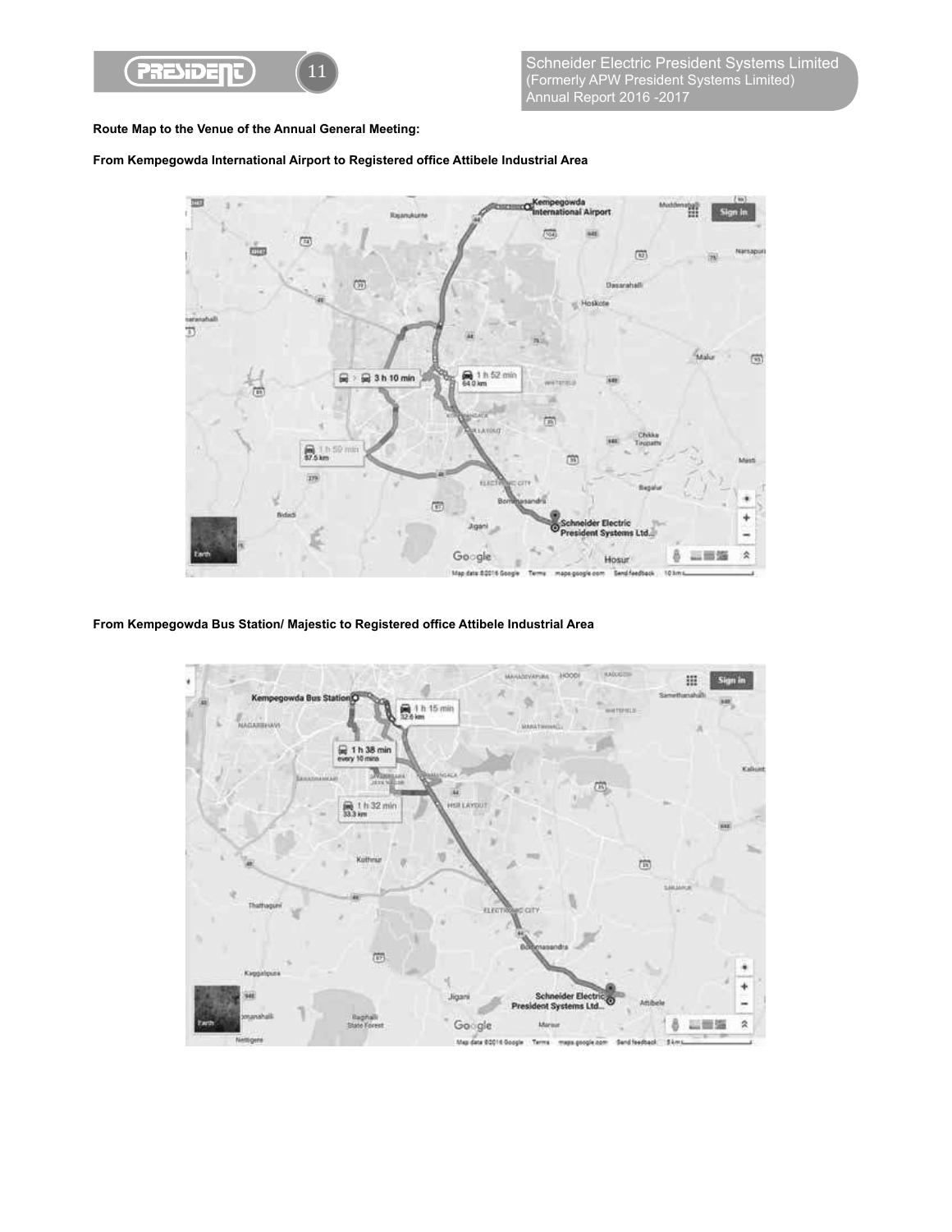Route Map to the Venue of the Annual General Meeting:

**From Kempegowda International Airport to Registered office Attibele Industrial Area**

**From Kempegowda Bus Station/ Majestic to Registered office Attibele Industrial Area**